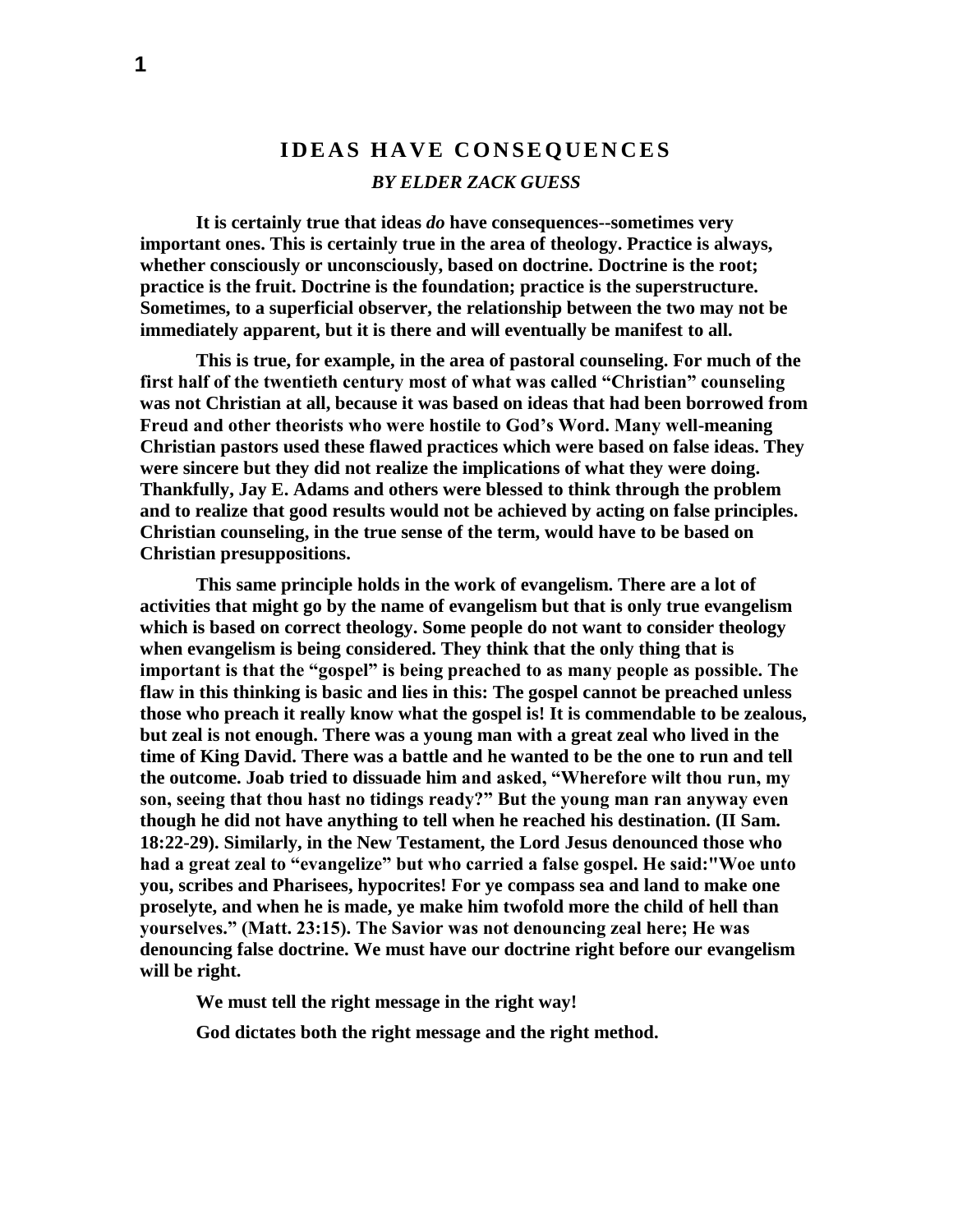# IDEAS HAVE CONSEQUENCES

*BY ELDER ZACK GUESS*

**It is certainly true that ideas *do* have consequences--sometimes very important ones. This is certainly true in the area of theology. Practice is always, whether consciously or unconsciously, based on doctrine. Doctrine is the root; practice is the fruit. Doctrine is the foundation; practice is the superstructure. Sometimes, to a superficial observer, the relationship between the two may not be immediately apparent, but it is there and will eventually be manifest to all.**

**This is true, for example, in the area of pastoral counseling. For much of the first half of the twentieth century most of what was called "Christian" counseling was not Christian at all, because it was based on ideas that had been borrowed from Freud and other theorists who were hostile to God's Word. Many well-meaning Christian pastors used these flawed practices which were based on false ideas. They were sincere but they did not realize the implications of what they were doing. Thankfully, Jay E. Adams and others were blessed to think through the problem and to realize that good results would not be achieved by acting on false principles. Christian counseling, in the true sense of the term, would have to be based on Christian presuppositions.**

**This same principle holds in the work of evangelism. There are a lot of activities that might go by the name of evangelism but that is only true evangelism which is based on correct theology. Some people do not want to consider theology when evangelism is being considered. They think that the only thing that is important is that the "gospel" is being preached to as many people as possible. The flaw in this thinking is basic and lies in this: The gospel cannot be preached unless those who preach it really know what the gospel is! It is commendable to be zealous, but zeal is not enough. There was a young man with a great zeal who lived in the time of King David. There was a battle and he wanted to be the one to run and tell the outcome. Joab tried to dissuade him and asked, "Wherefore wilt thou run, my son, seeing that thou hast no tidings ready?" But the young man ran anyway even though he did not have anything to tell when he reached his destination. (II Sam. 18:22-29). Similarly, in the New Testament, the Lord Jesus denounced those who had a great zeal to "evangelize" but who carried a false gospel. He said:"Woe unto you, scribes and Pharisees, hypocrites! For ye compass sea and land to make one proselyte, and when he is made, ye make him twofold more the child of hell than yourselves." (Matt. 23:15). The Savior was not denouncing zeal here; He was denouncing false doctrine. We must have our doctrine right before our evangelism will be right.**

**We must tell the right message in the right way!**

**God dictates both the right message and the right method.**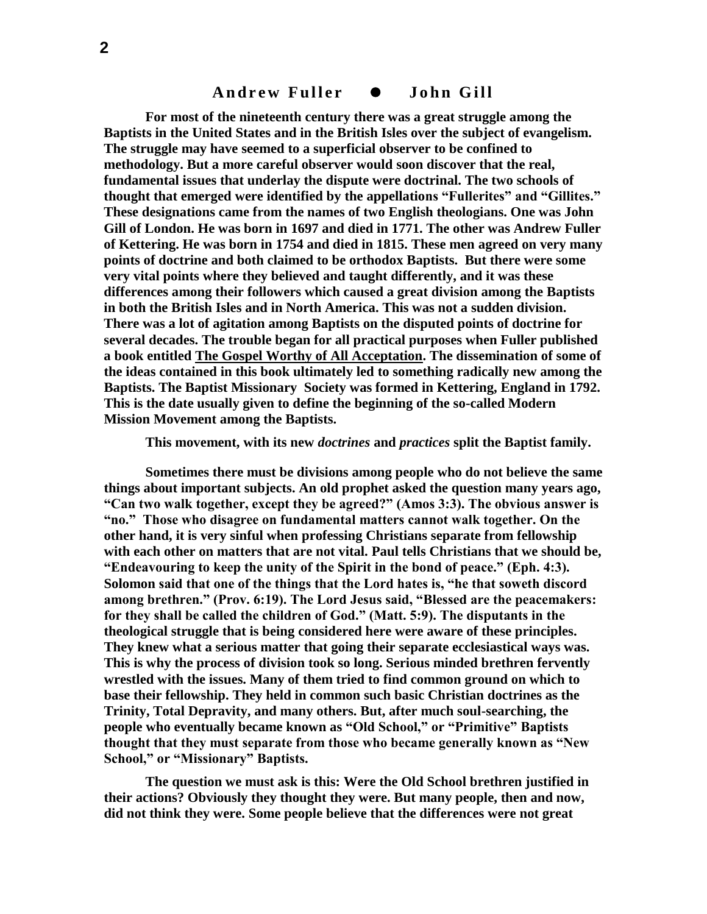## Andrew Fuller ● John Gill

**For most of the nineteenth century there was a great struggle among the Baptists in the United States and in the British Isles over the subject of evangelism. The struggle may have seemed to a superficial observer to be confined to methodology. But a more careful observer would soon discover that the real, fundamental issues that underlay the dispute were doctrinal. The two schools of thought that emerged were identified by the appellations "Fullerites" and "Gillites." These designations came from the names of two English theologians. One was John Gill of London. He was born in 1697 and died in 1771. The other was Andrew Fuller of Kettering. He was born in 1754 and died in 1815. These men agreed on very many points of doctrine and both claimed to be orthodox Baptists. But there were some very vital points where they believed and taught differently, and it was these differences among their followers which caused a great division among the Baptists in both the British Isles and in North America. This was not a sudden division. There was a lot of agitation among Baptists on the disputed points of doctrine for several decades. The trouble began for all practical purposes when Fuller published a book entitled <u>The Gospel Worthy of All Acceptation</u>. The dissemination of some of the ideas contained in this book ultimately led to something radically new among the Baptists. The Baptist Missionary Society was formed in Kettering, England in 1792. This is the date usually given to define the beginning of the so-called Modern Mission Movement among the Baptists.**

**This movement, with its new *doctrines* and *practices* split the Baptist family.**

**Sometimes there must be divisions among people who do not believe the same things about important subjects. An old prophet asked the question many years ago, "Can two walk together, except they be agreed?" (Amos 3:3). The obvious answer is "no." Those who disagree on fundamental matters cannot walk together. On the other hand, it is very sinful when professing Christians separate from fellowship with each other on matters that are not vital. Paul tells Christians that we should be, "Endeavouring to keep the unity of the Spirit in the bond of peace." (Eph. 4:3). Solomon said that one of the things that the Lord hates is, "he that soweth discord among brethren." (Prov. 6:19). The Lord Jesus said, "Blessed are the peacemakers: for they shall be called the children of God." (Matt. 5:9). The disputants in the theological struggle that is being considered here were aware of these principles. They knew what a serious matter that going their separate ecclesiastical ways was. This is why the process of division took so long. Serious minded brethren fervently wrestled with the issues. Many of them tried to find common ground on which to base their fellowship. They held in common such basic Christian doctrines as the Trinity, Total Depravity, and many others. But, after much soul-searching, the people who eventually became known as "Old School," or "Primitive" Baptists thought that they must separate from those who became generally known as "New School," or "Missionary" Baptists.**

**The question we must ask is this: Were the Old School brethren justified in their actions? Obviously they thought they were. But many people, then and now, did not think they were. Some people believe that the differences were not great**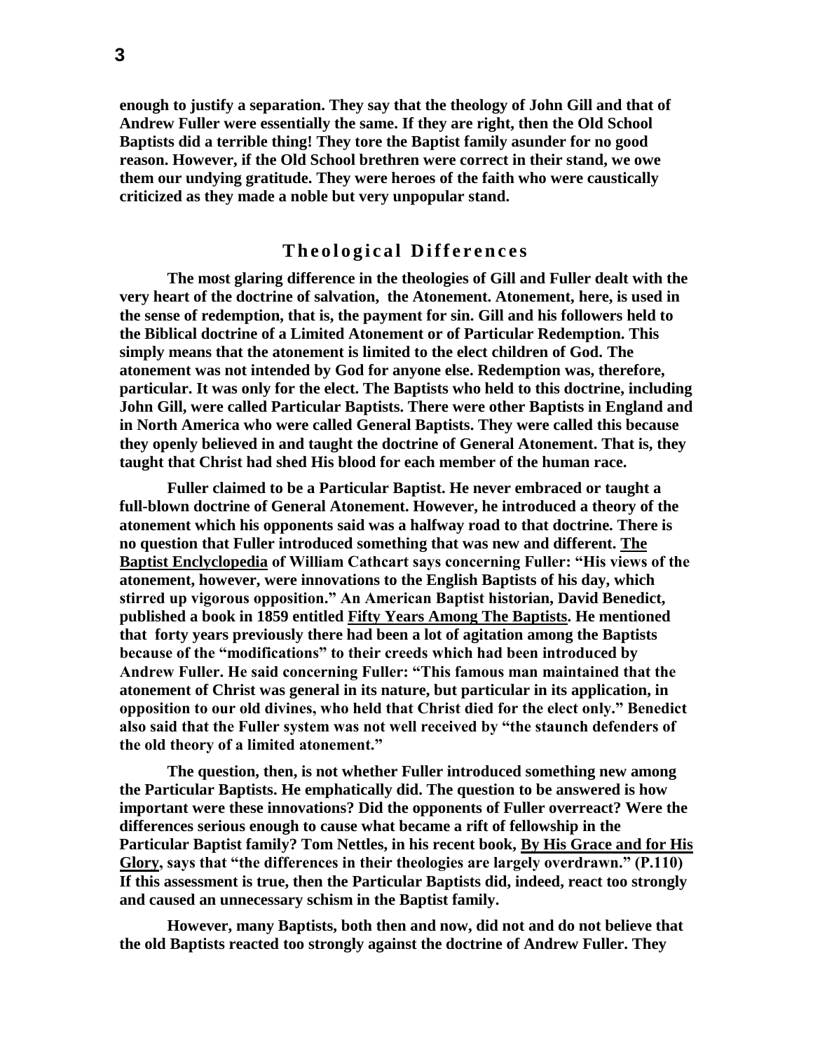**enough to justify a separation. They say that the theology of John Gill and that of Andrew Fuller were essentially the same. If they are right, then the Old School Baptists did a terrible thing! They tore the Baptist family asunder for no good reason. However, if the Old School brethren were correct in their stand, we owe them our undying gratitude. They were heroes of the faith who were caustically criticized as they made a noble but very unpopular stand.**

## Theological Differences

**The most glaring difference in the theologies of Gill and Fuller dealt with the very heart of the doctrine of salvation, the Atonement. Atonement, here, is used in the sense of redemption, that is, the payment for sin. Gill and his followers held to the Biblical doctrine of a Limited Atonement or of Particular Redemption. This simply means that the atonement is limited to the elect children of God. The atonement was not intended by God for anyone else. Redemption was, therefore, particular. It was only for the elect. The Baptists who held to this doctrine, including John Gill, were called Particular Baptists. There were other Baptists in England and in North America who were called General Baptists. They were called this because they openly believed in and taught the doctrine of General Atonement. That is, they taught that Christ had shed His blood for each member of the human race.**

**Fuller claimed to be a Particular Baptist. He never embraced or taught a full-blown doctrine of General Atonement. However, he introduced a theory of the atonement which his opponents said was a halfway road to that doctrine. There is no question that Fuller introduced something that was new and different. <u>The Baptist Enclyclopedia</u> of William Cathcart says concerning Fuller: "His views of the atonement, however, were innovations to the English Baptists of his day, which stirred up vigorous opposition." An American Baptist historian, David Benedict, published a book in 1859 entitled <u>Fifty Years Among The Baptists</u>. He mentioned that forty years previously there had been a lot of agitation among the Baptists because of the "modifications" to their creeds which had been introduced by Andrew Fuller. He said concerning Fuller: "This famous man maintained that the atonement of Christ was general in its nature, but particular in its application, in opposition to our old divines, who held that Christ died for the elect only." Benedict also said that the Fuller system was not well received by "the staunch defenders of the old theory of a limited atonement."**

**The question, then, is not whether Fuller introduced something new among the Particular Baptists. He emphatically did. The question to be answered is how important were these innovations? Did the opponents of Fuller overreact? Were the differences serious enough to cause what became a rift of fellowship in the Particular Baptist family? Tom Nettles, in his recent book, <u>By His Grace and for His Glory</u>, says that "the differences in their theologies are largely overdrawn." (P.110) If this assessment is true, then the Particular Baptists did, indeed, react too strongly and caused an unnecessary schism in the Baptist family.**

**However, many Baptists, both then and now, did not and do not believe that the old Baptists reacted too strongly against the doctrine of Andrew Fuller. They**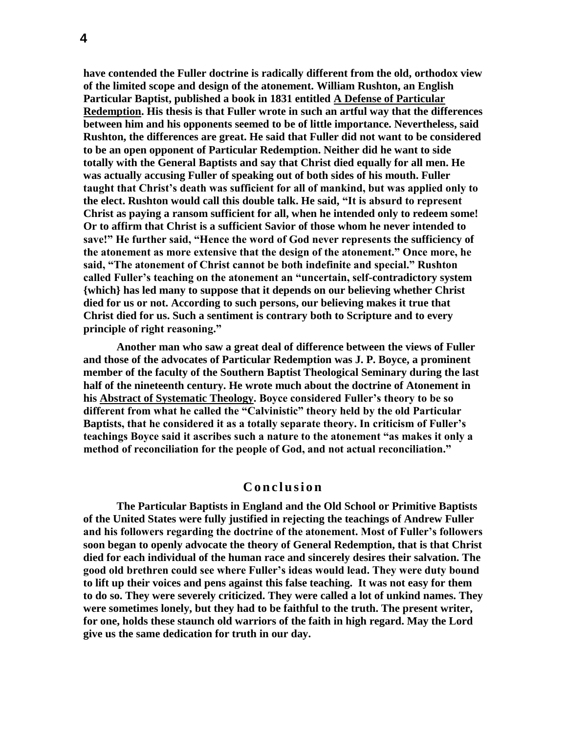**have contended the Fuller doctrine is radically different from the old, orthodox view of the limited scope and design of the atonement. William Rushton, an English Particular Baptist, published a book in 1831 entitled A Defense of Particular Redemption. His thesis is that Fuller wrote in such an artful way that the differences between him and his opponents seemed to be of little importance. Nevertheless, said Rushton, the differences are great. He said that Fuller did not want to be considered to be an open opponent of Particular Redemption. Neither did he want to side totally with the General Baptists and say that Christ died equally for all men. He was actually accusing Fuller of speaking out of both sides of his mouth. Fuller taught that Christ's death was sufficient for all of mankind, but was applied only to the elect. Rushton would call this double talk. He said, "It is absurd to represent Christ as paying a ransom sufficient for all, when he intended only to redeem some! Or to affirm that Christ is a sufficient Savior of those whom he never intended to save!" He further said, "Hence the word of God never represents the sufficiency of the atonement as more extensive that the design of the atonement." Once more, he said, "The atonement of Christ cannot be both indefinite and special." Rushton called Fuller's teaching on the atonement an "uncertain, self-contradictory system {which} has led many to suppose that it depends on our believing whether Christ died for us or not. According to such persons, our believing makes it true that Christ died for us. Such a sentiment is contrary both to Scripture and to every principle of right reasoning."**

**Another man who saw a great deal of difference between the views of Fuller and those of the advocates of Particular Redemption was J. P. Boyce, a prominent member of the faculty of the Southern Baptist Theological Seminary during the last half of the nineteenth century. He wrote much about the doctrine of Atonement in his Abstract of Systematic Theology. Boyce considered Fuller's theory to be so different from what he called the "Calvinistic" theory held by the old Particular Baptists, that he considered it as a totally separate theory. In criticism of Fuller's teachings Boyce said it ascribes such a nature to the atonement "as makes it only a method of reconciliation for the people of God, and not actual reconciliation."**

## Conclusion

**The Particular Baptists in England and the Old School or Primitive Baptists of the United States were fully justified in rejecting the teachings of Andrew Fuller and his followers regarding the doctrine of the atonement. Most of Fuller's followers soon began to openly advocate the theory of General Redemption, that is that Christ died for each individual of the human race and sincerely desires their salvation. The good old brethren could see where Fuller's ideas would lead. They were duty bound to lift up their voices and pens against this false teaching. It was not easy for them to do so. They were severely criticized. They were called a lot of unkind names. They were sometimes lonely, but they had to be faithful to the truth. The present writer, for one, holds these staunch old warriors of the faith in high regard. May the Lord give us the same dedication for truth in our day.**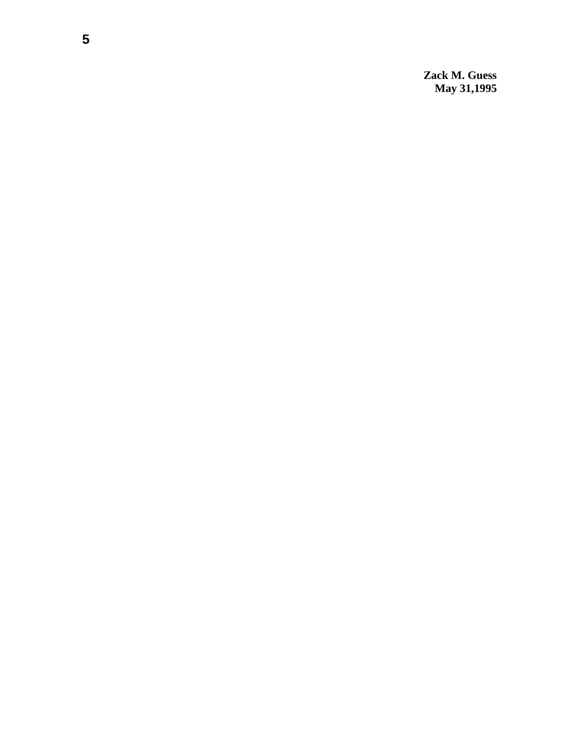**Zack M. Guess**
**May 31,1995**